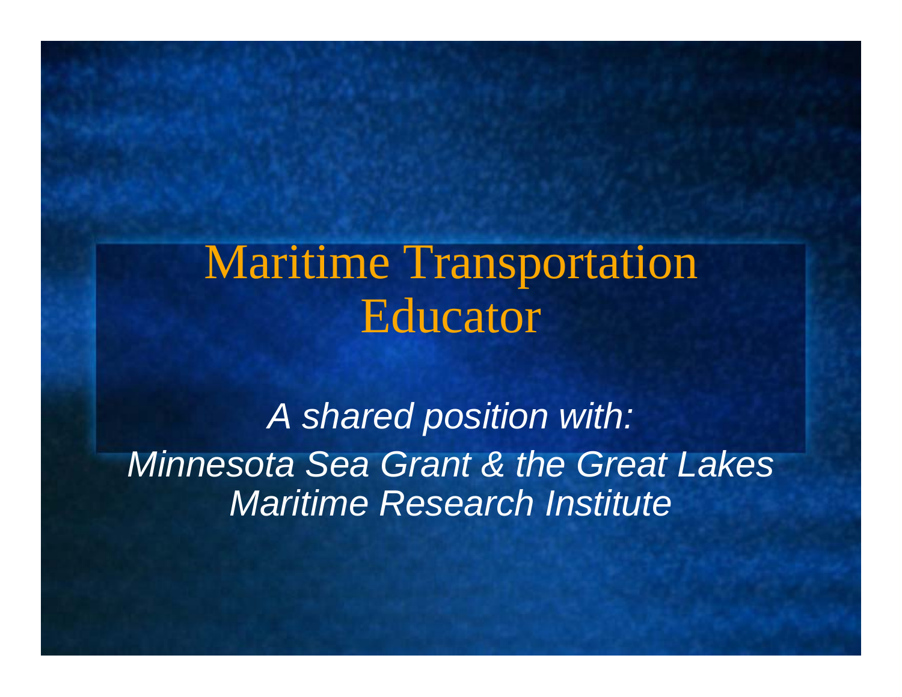# Maritime Transportation Educator

*A shared position with:*
*Minnesota Sea Grant & the Great Lakes Maritime Research Institute*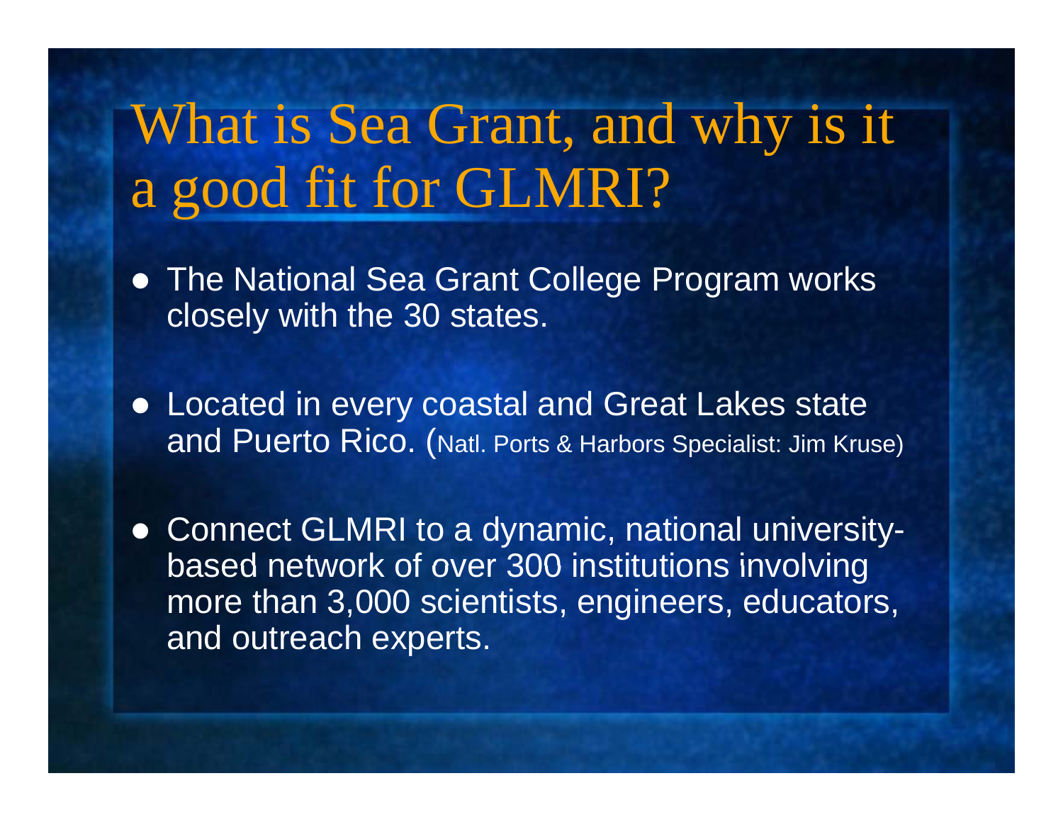# What is Sea Grant, and why is it a good fit for GLMRI?

- The National Sea Grant College Program works closely with the 30 states.
- Located in every coastal and Great Lakes state and Puerto Rico. (Natl. Ports & Harbors Specialist: Jim Kruse)
- Connect GLMRI to a dynamic, national university-based network of over 300 institutions involving more than 3,000 scientists, engineers, educators, and outreach experts.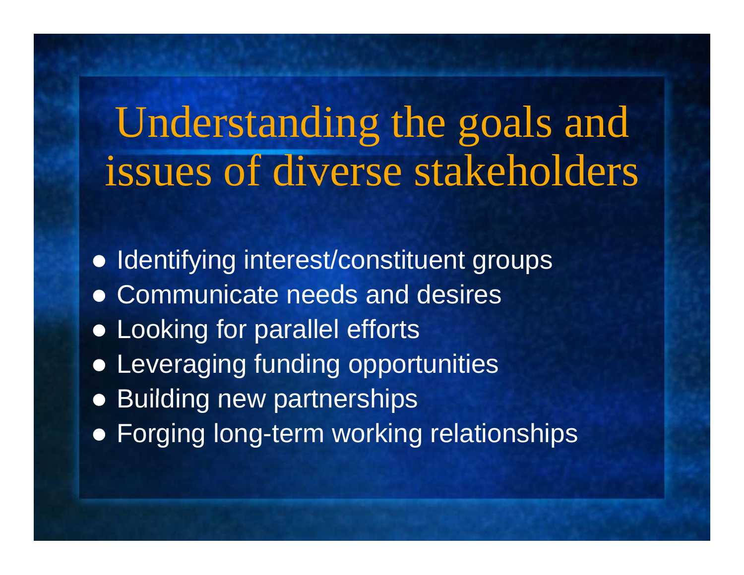# Understanding the goals and issues of diverse stakeholders

- Identifying interest/constituent groups
- Communicate needs and desires
- Looking for parallel efforts
- Leveraging funding opportunities
- Building new partnerships
- Forging long-term working relationships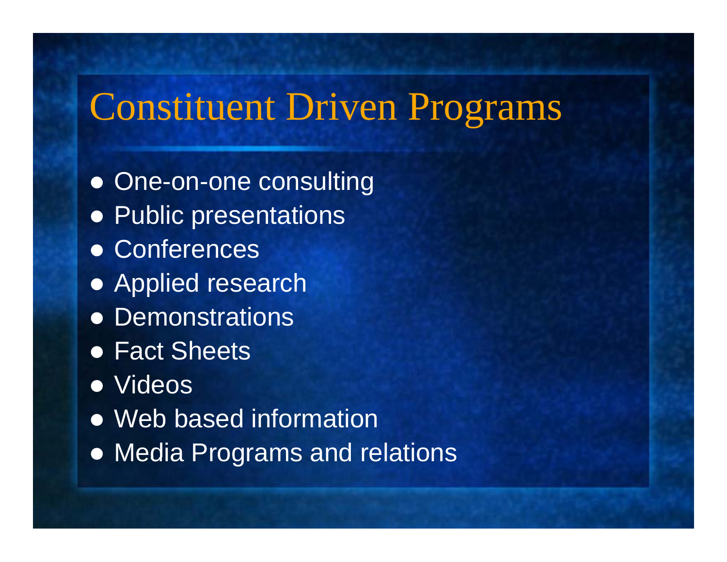# Constituent Driven Programs

- One-on-one consulting
- Public presentations
- Conferences
- Applied research
- Demonstrations
- Fact Sheets
- Videos
- Web based information
- Media Programs and relations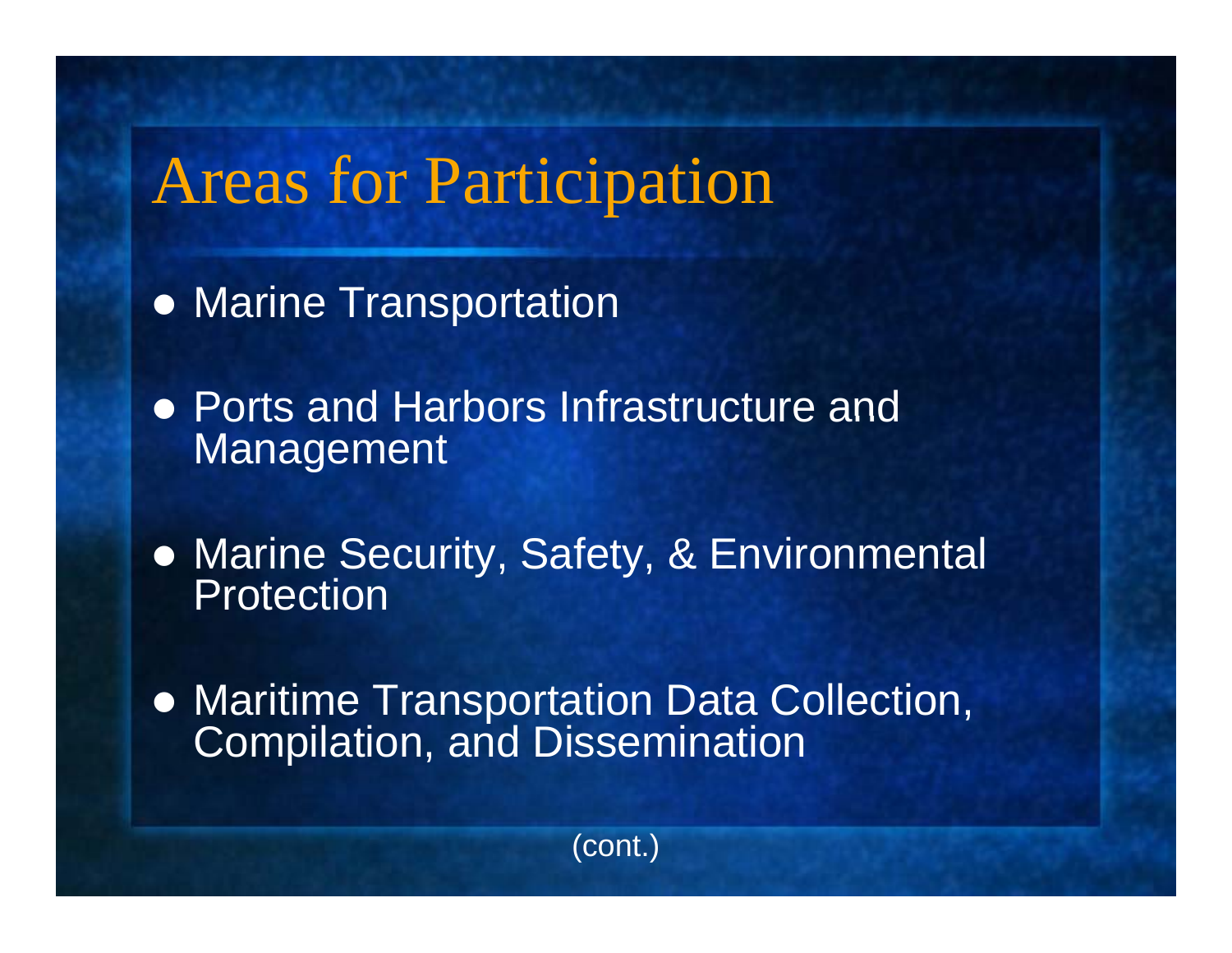# Areas for Participation

- Marine Transportation
- Ports and Harbors Infrastructure and Management
- Marine Security, Safety, & Environmental Protection
- Maritime Transportation Data Collection, Compilation, and Dissemination

(cont.)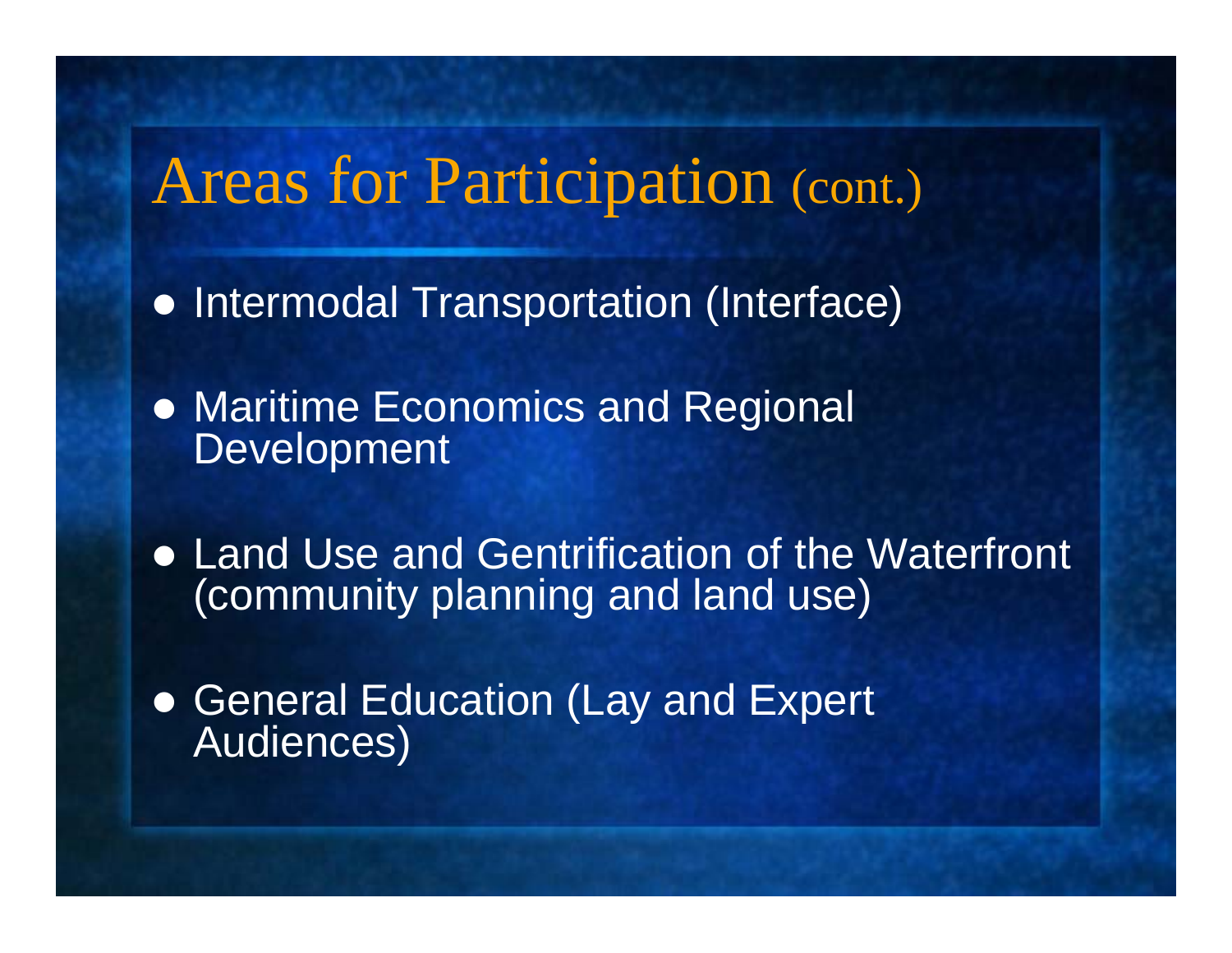# Areas for Participation (cont.)

- Intermodal Transportation (Interface)
- Maritime Economics and Regional Development
- Land Use and Gentrification of the Waterfront (community planning and land use)
- General Education (Lay and Expert Audiences)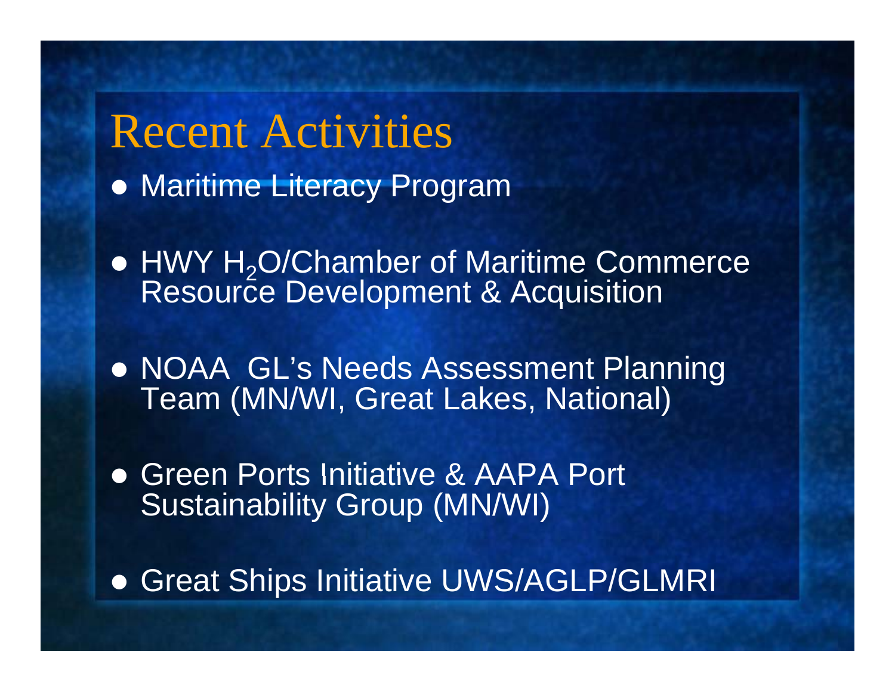# Recent Activities

- Maritime Literacy Program
- HWY $H_2O$/Chamber of Maritime Commerce Resource Development & Acquisition
- NOAA GL's Needs Assessment Planning Team (MN/WI, Great Lakes, National)
- Green Ports Initiative & AAPA Port Sustainability Group (MN/WI)
- Great Ships Initiative UWS/AGLP/GLMRI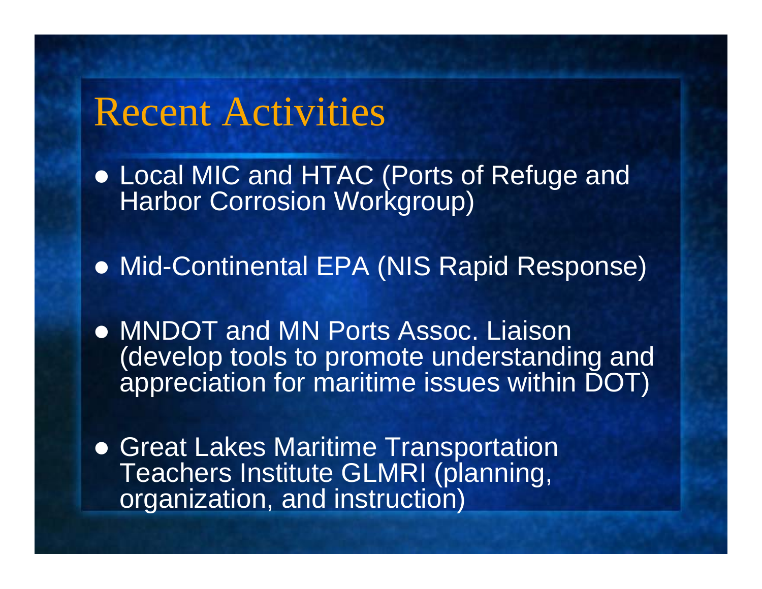# Recent Activities

- Local MIC and HTAC (Ports of Refuge and Harbor Corrosion Workgroup)
- Mid-Continental EPA (NIS Rapid Response)
- MNDOT and MN Ports Assoc. Liaison (develop tools to promote understanding and appreciation for maritime issues within DOT)
- Great Lakes Maritime Transportation Teachers Institute GLMRI (planning, organization, and instruction)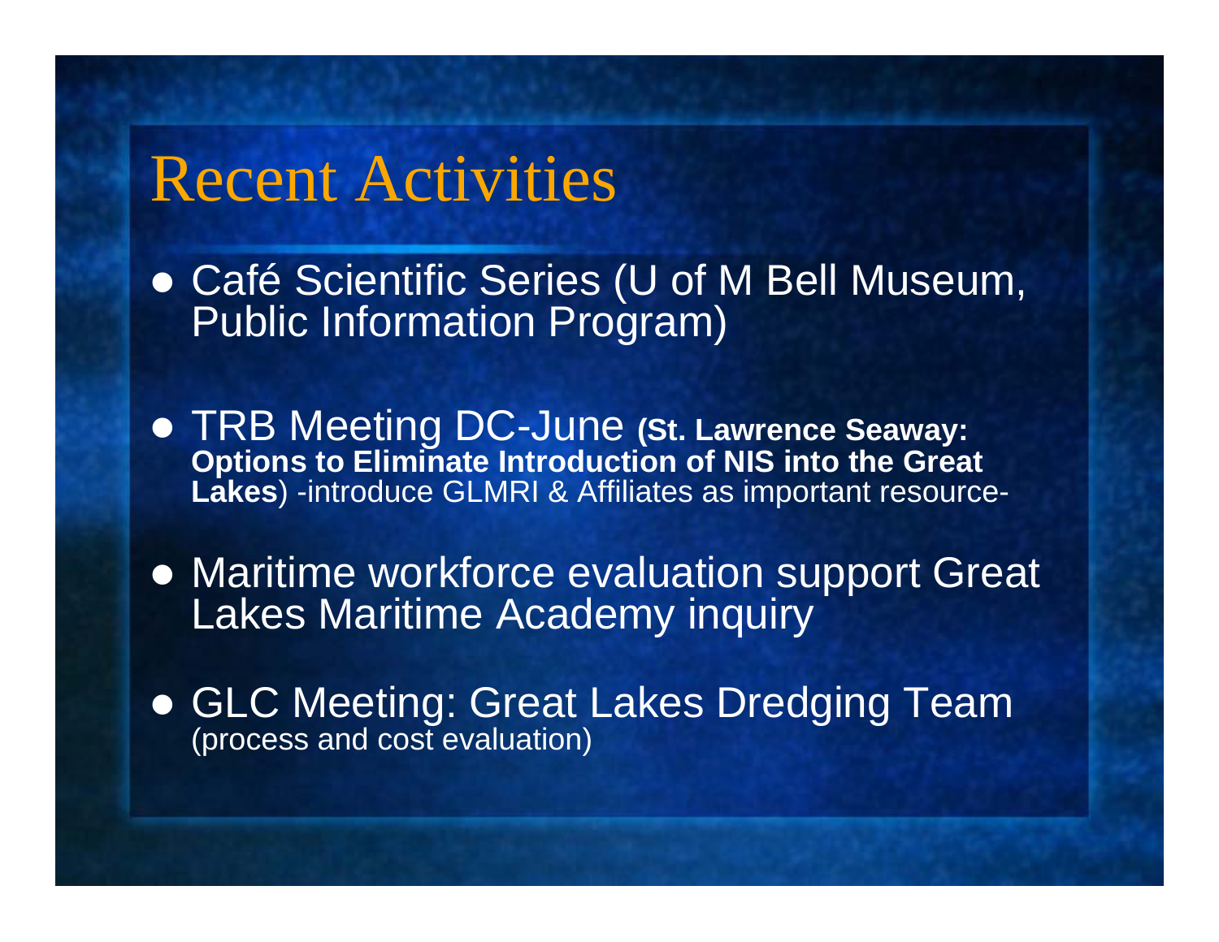# Recent Activities

- Café Scientific Series (U of M Bell Museum, Public Information Program)
- TRB Meeting DC-June **(St. Lawrence Seaway: Options to Eliminate Introduction of NIS into the Great Lakes**) -introduce GLMRI & Affiliates as important resource-
- Maritime workforce evaluation support Great Lakes Maritime Academy inquiry
- GLC Meeting: Great Lakes Dredging Team (process and cost evaluation)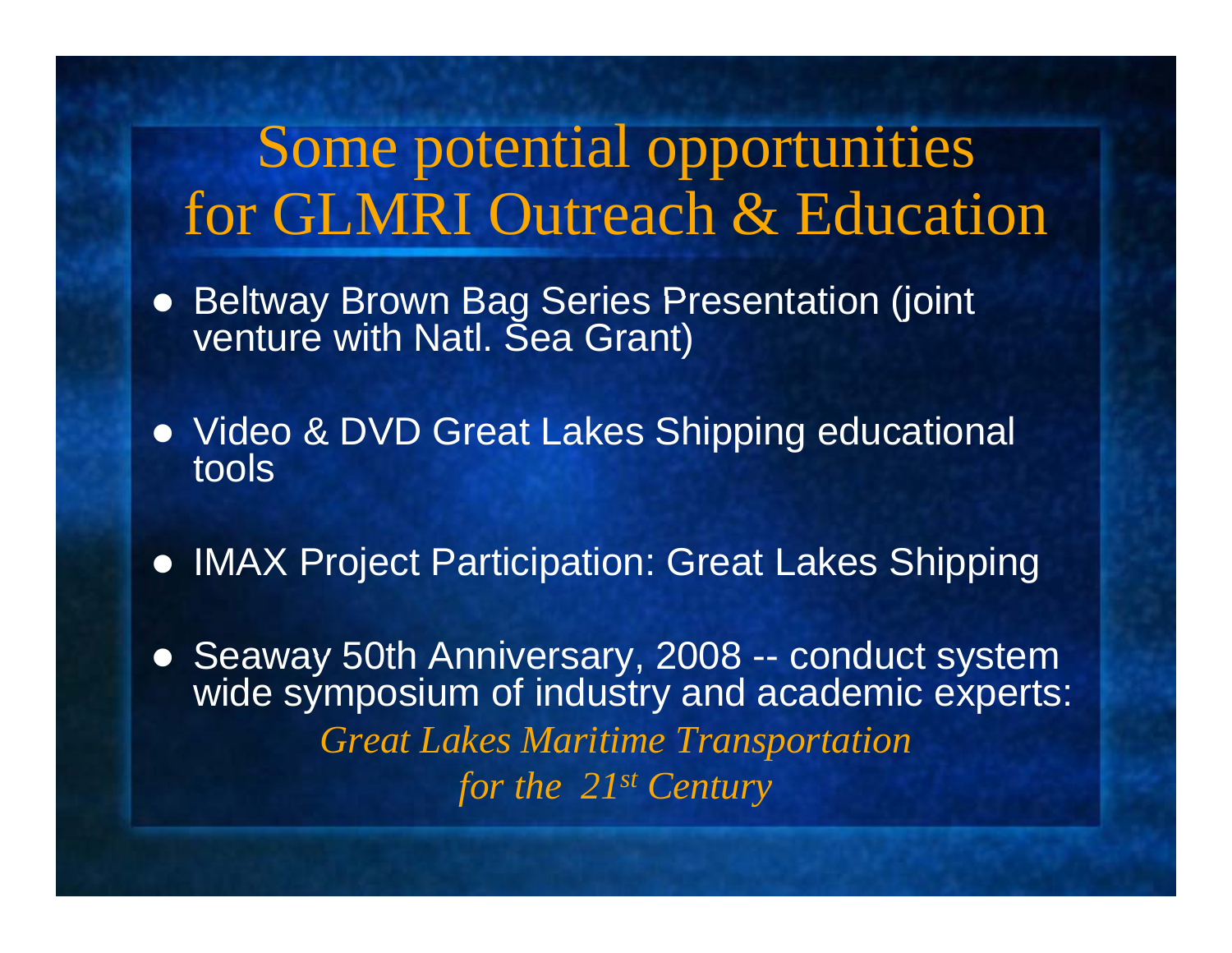# Some potential opportunities for GLMRI Outreach & Education

- Beltway Brown Bag Series Presentation (joint venture with Natl. Sea Grant)
- Video & DVD Great Lakes Shipping educational tools
- IMAX Project Participation: Great Lakes Shipping
- Seaway 50th Anniversary, 2008 -- conduct system wide symposium of industry and academic experts:

  *Great Lakes Maritime Transportation for the 21st Century*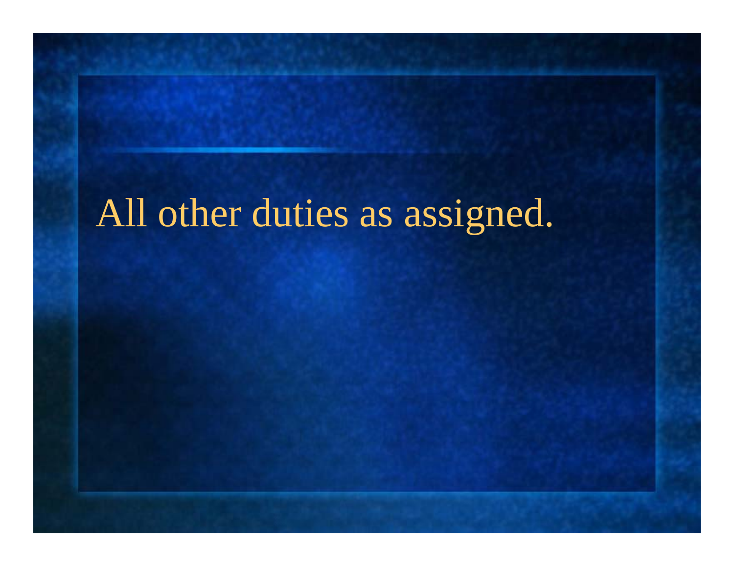All other duties as assigned.